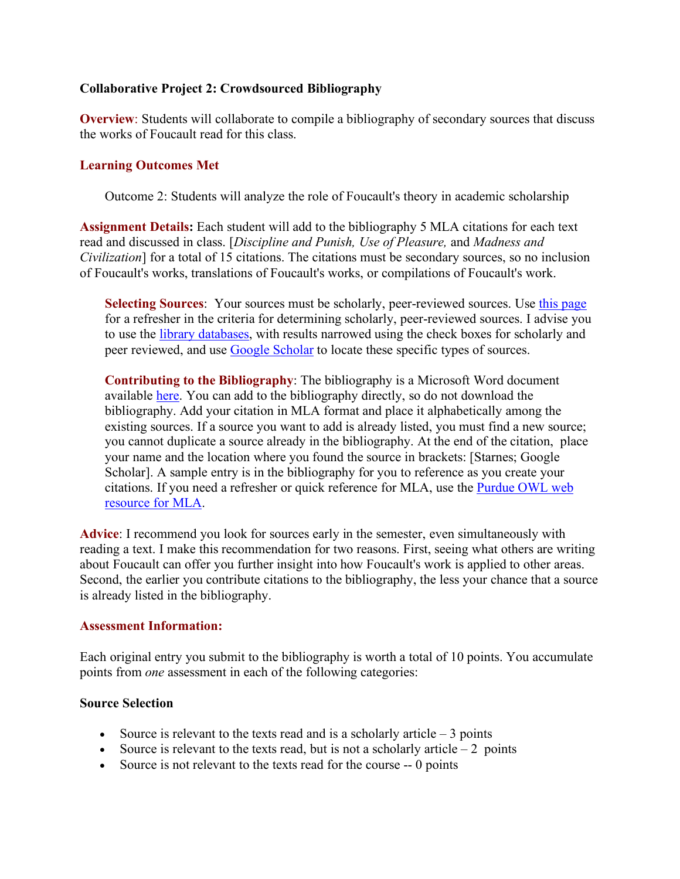## Collaborative Project 2: Crowdsourced Bibliography

**Overview**: Students will collaborate to compile a bibliography of secondary sources that discuss the works of Foucault read for this class.

### Learning Outcomes Met

Outcome 2: Students will analyze the role of Foucault's theory in academic scholarship

**Assignment Details:** Each student will add to the bibliography 5 MLA citations for each text read and discussed in class. [*Discipline and Punish, Use of Pleasure,* and *Madness and Civilization*] for a total of 15 citations. The citations must be secondary sources, so no inclusion of Foucault's works, translations of Foucault's works, or compilations of Foucault's work.

**Selecting Sources**: Your sources must be scholarly, peer-reviewed sources. Use this page for a refresher in the criteria for determining scholarly, peer-reviewed sources. I advise you to use the library databases, with results narrowed using the check boxes for scholarly and peer reviewed, and use Google Scholar to locate these specific types of sources.

**Contributing to the Bibliography**: The bibliography is a Microsoft Word document available here. You can add to the bibliography directly, so do not download the bibliography. Add your citation in MLA format and place it alphabetically among the existing sources. If a source you want to add is already listed, you must find a new source; you cannot duplicate a source already in the bibliography. At the end of the citation, place your name and the location where you found the source in brackets: [Starnes; Google Scholar]. A sample entry is in the bibliography for you to reference as you create your citations. If you need a refresher or quick reference for MLA, use the Purdue OWL web resource for MLA.

**Advice**: I recommend you look for sources early in the semester, even simultaneously with reading a text. I make this recommendation for two reasons. First, seeing what others are writing about Foucault can offer you further insight into how Foucault's work is applied to other areas. Second, the earlier you contribute citations to the bibliography, the less your chance that a source is already listed in the bibliography.

### Assessment Information:

Each original entry you submit to the bibliography is worth a total of 10 points. You accumulate points from *one* assessment in each of the following categories:

**Source Selection**

- Source is relevant to the texts read and is a scholarly article – 3 points
- Source is relevant to the texts read, but is not a scholarly article – 2 points
- Source is not relevant to the texts read for the course -- 0 points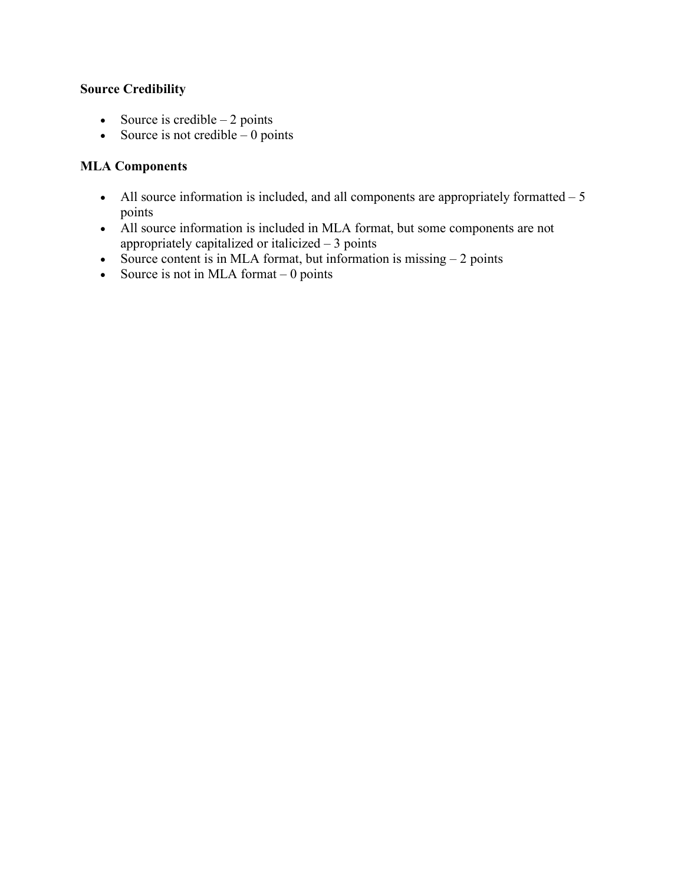**Source Credibility**

- Source is credible – 2 points
- Source is not credible – 0 points

**MLA Components**

- All source information is included, and all components are appropriately formatted – 5 points
- All source information is included in MLA format, but some components are not appropriately capitalized or italicized – 3 points
- Source content is in MLA format, but information is missing – 2 points
- Source is not in MLA format – 0 points